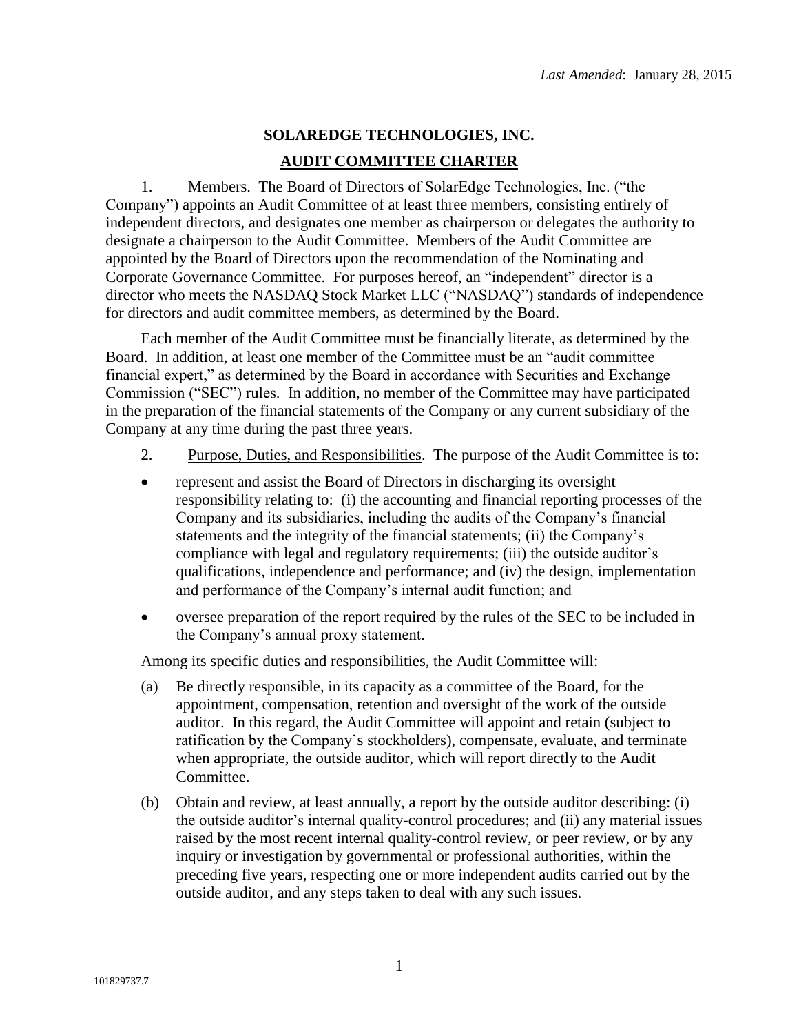*Last Amended*: January 28, 2015

# SOLAREDGE TECHNOLOGIES, INC.

## AUDIT COMMITTEE CHARTER

1. Members. The Board of Directors of SolarEdge Technologies, Inc. ("the Company") appoints an Audit Committee of at least three members, consisting entirely of independent directors, and designates one member as chairperson or delegates the authority to designate a chairperson to the Audit Committee. Members of the Audit Committee are appointed by the Board of Directors upon the recommendation of the Nominating and Corporate Governance Committee. For purposes hereof, an "independent" director is a director who meets the NASDAQ Stock Market LLC ("NASDAQ") standards of independence for directors and audit committee members, as determined by the Board.

Each member of the Audit Committee must be financially literate, as determined by the Board. In addition, at least one member of the Committee must be an "audit committee financial expert," as determined by the Board in accordance with Securities and Exchange Commission ("SEC") rules. In addition, no member of the Committee may have participated in the preparation of the financial statements of the Company or any current subsidiary of the Company at any time during the past three years.

2. Purpose, Duties, and Responsibilities. The purpose of the Audit Committee is to:

- represent and assist the Board of Directors in discharging its oversight responsibility relating to: (i) the accounting and financial reporting processes of the Company and its subsidiaries, including the audits of the Company's financial statements and the integrity of the financial statements; (ii) the Company's compliance with legal and regulatory requirements; (iii) the outside auditor's qualifications, independence and performance; and (iv) the design, implementation and performance of the Company's internal audit function; and
- oversee preparation of the report required by the rules of the SEC to be included in the Company's annual proxy statement.

Among its specific duties and responsibilities, the Audit Committee will:

(a) Be directly responsible, in its capacity as a committee of the Board, for the appointment, compensation, retention and oversight of the work of the outside auditor. In this regard, the Audit Committee will appoint and retain (subject to ratification by the Company's stockholders), compensate, evaluate, and terminate when appropriate, the outside auditor, which will report directly to the Audit Committee.

(b) Obtain and review, at least annually, a report by the outside auditor describing: (i) the outside auditor's internal quality-control procedures; and (ii) any material issues raised by the most recent internal quality-control review, or peer review, or by any inquiry or investigation by governmental or professional authorities, within the preceding five years, respecting one or more independent audits carried out by the outside auditor, and any steps taken to deal with any such issues.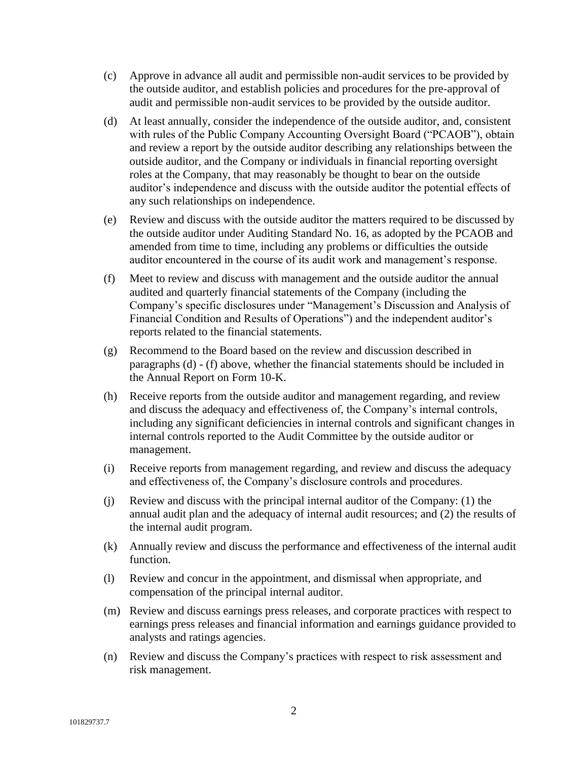(c) Approve in advance all audit and permissible non-audit services to be provided by the outside auditor, and establish policies and procedures for the pre-approval of audit and permissible non-audit services to be provided by the outside auditor.

(d) At least annually, consider the independence of the outside auditor, and, consistent with rules of the Public Company Accounting Oversight Board ("PCAOB"), obtain and review a report by the outside auditor describing any relationships between the outside auditor, and the Company or individuals in financial reporting oversight roles at the Company, that may reasonably be thought to bear on the outside auditor's independence and discuss with the outside auditor the potential effects of any such relationships on independence.

(e) Review and discuss with the outside auditor the matters required to be discussed by the outside auditor under Auditing Standard No. 16, as adopted by the PCAOB and amended from time to time, including any problems or difficulties the outside auditor encountered in the course of its audit work and management's response.

(f) Meet to review and discuss with management and the outside auditor the annual audited and quarterly financial statements of the Company (including the Company's specific disclosures under "Management's Discussion and Analysis of Financial Condition and Results of Operations") and the independent auditor's reports related to the financial statements.

(g) Recommend to the Board based on the review and discussion described in paragraphs (d) - (f) above, whether the financial statements should be included in the Annual Report on Form 10-K.

(h) Receive reports from the outside auditor and management regarding, and review and discuss the adequacy and effectiveness of, the Company's internal controls, including any significant deficiencies in internal controls and significant changes in internal controls reported to the Audit Committee by the outside auditor or management.

(i) Receive reports from management regarding, and review and discuss the adequacy and effectiveness of, the Company's disclosure controls and procedures.

(j) Review and discuss with the principal internal auditor of the Company: (1) the annual audit plan and the adequacy of internal audit resources; and (2) the results of the internal audit program.

(k) Annually review and discuss the performance and effectiveness of the internal audit function.

(l) Review and concur in the appointment, and dismissal when appropriate, and compensation of the principal internal auditor.

(m) Review and discuss earnings press releases, and corporate practices with respect to earnings press releases and financial information and earnings guidance provided to analysts and ratings agencies.

(n) Review and discuss the Company's practices with respect to risk assessment and risk management.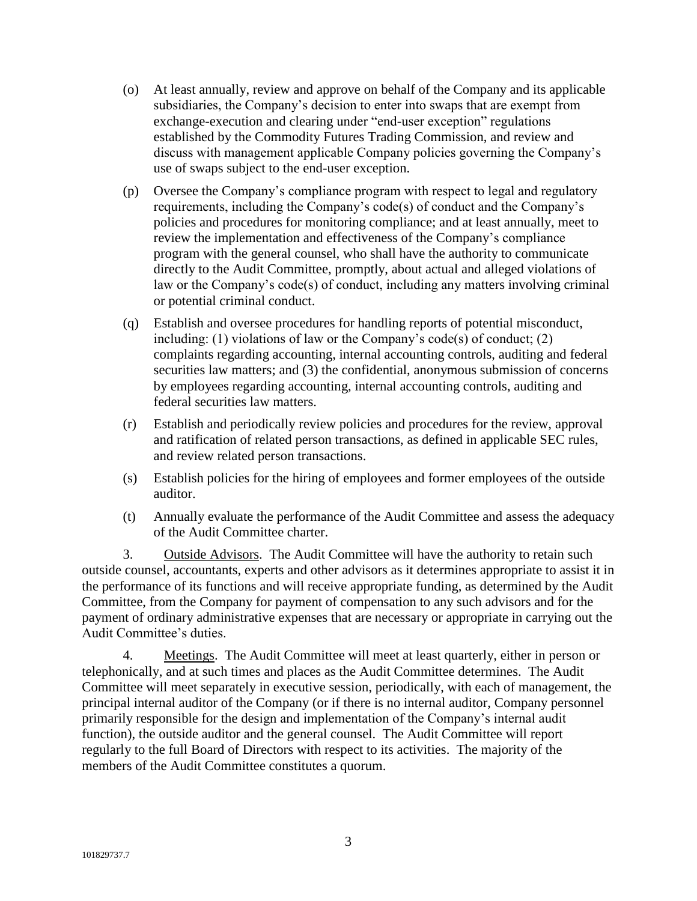(o) At least annually, review and approve on behalf of the Company and its applicable subsidiaries, the Company's decision to enter into swaps that are exempt from exchange-execution and clearing under "end-user exception" regulations established by the Commodity Futures Trading Commission, and review and discuss with management applicable Company policies governing the Company's use of swaps subject to the end-user exception.

(p) Oversee the Company's compliance program with respect to legal and regulatory requirements, including the Company's code(s) of conduct and the Company's policies and procedures for monitoring compliance; and at least annually, meet to review the implementation and effectiveness of the Company's compliance program with the general counsel, who shall have the authority to communicate directly to the Audit Committee, promptly, about actual and alleged violations of law or the Company's code(s) of conduct, including any matters involving criminal or potential criminal conduct.

(q) Establish and oversee procedures for handling reports of potential misconduct, including: (1) violations of law or the Company's code(s) of conduct; (2) complaints regarding accounting, internal accounting controls, auditing and federal securities law matters; and (3) the confidential, anonymous submission of concerns by employees regarding accounting, internal accounting controls, auditing and federal securities law matters.

(r) Establish and periodically review policies and procedures for the review, approval and ratification of related person transactions, as defined in applicable SEC rules, and review related person transactions.

(s) Establish policies for the hiring of employees and former employees of the outside auditor.

(t) Annually evaluate the performance of the Audit Committee and assess the adequacy of the Audit Committee charter.

3. Outside Advisors. The Audit Committee will have the authority to retain such outside counsel, accountants, experts and other advisors as it determines appropriate to assist it in the performance of its functions and will receive appropriate funding, as determined by the Audit Committee, from the Company for payment of compensation to any such advisors and for the payment of ordinary administrative expenses that are necessary or appropriate in carrying out the Audit Committee's duties.

4. Meetings. The Audit Committee will meet at least quarterly, either in person or telephonically, and at such times and places as the Audit Committee determines. The Audit Committee will meet separately in executive session, periodically, with each of management, the principal internal auditor of the Company (or if there is no internal auditor, Company personnel primarily responsible for the design and implementation of the Company's internal audit function), the outside auditor and the general counsel. The Audit Committee will report regularly to the full Board of Directors with respect to its activities. The majority of the members of the Audit Committee constitutes a quorum.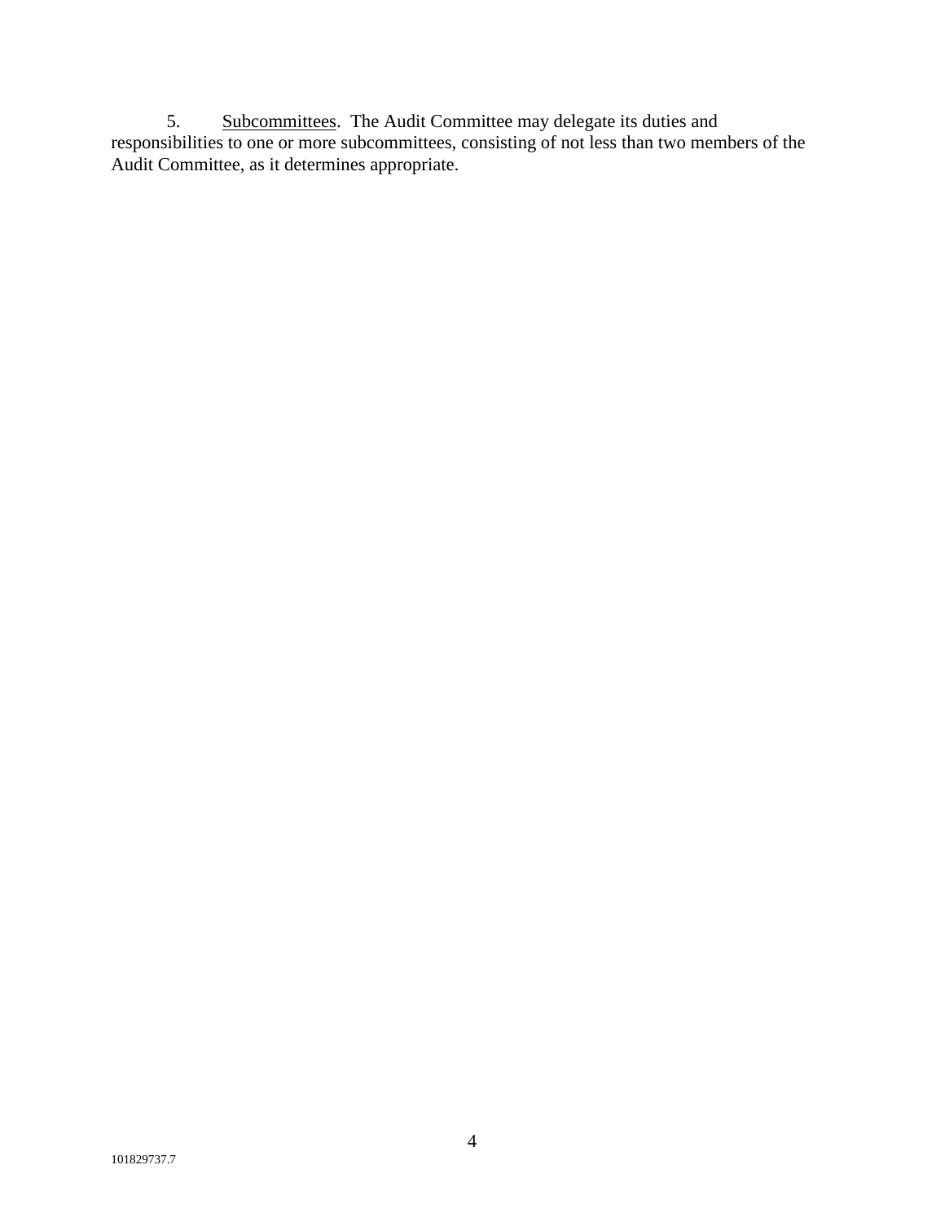5. Subcommittees. The Audit Committee may delegate its duties and responsibilities to one or more subcommittees, consisting of not less than two members of the Audit Committee, as it determines appropriate.